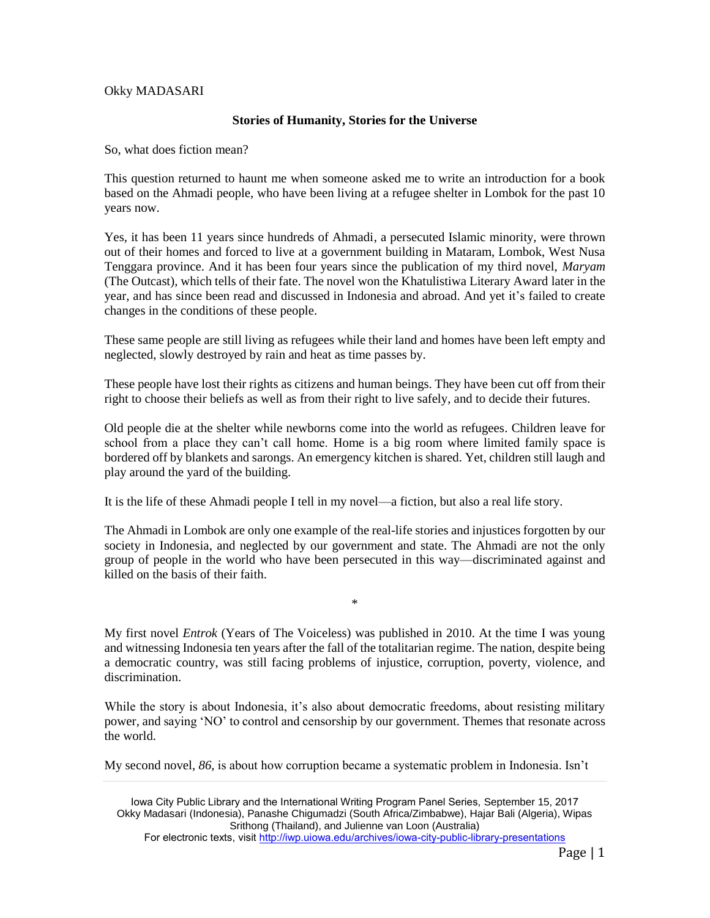Okky MADASARI

**Stories of Humanity, Stories for the Universe**

So, what does fiction mean?

This question returned to haunt me when someone asked me to write an introduction for a book based on the Ahmadi people, who have been living at a refugee shelter in Lombok for the past 10 years now.

Yes, it has been 11 years since hundreds of Ahmadi, a persecuted Islamic minority, were thrown out of their homes and forced to live at a government building in Mataram, Lombok, West Nusa Tenggara province. And it has been four years since the publication of my third novel, *Maryam* (The Outcast), which tells of their fate. The novel won the Khatulistiwa Literary Award later in the year, and has since been read and discussed in Indonesia and abroad. And yet it's failed to create changes in the conditions of these people.

These same people are still living as refugees while their land and homes have been left empty and neglected, slowly destroyed by rain and heat as time passes by.

These people have lost their rights as citizens and human beings. They have been cut off from their right to choose their beliefs as well as from their right to live safely, and to decide their futures.

Old people die at the shelter while newborns come into the world as refugees. Children leave for school from a place they can't call home. Home is a big room where limited family space is bordered off by blankets and sarongs. An emergency kitchen is shared. Yet, children still laugh and play around the yard of the building.

It is the life of these Ahmadi people I tell in my novel—a fiction, but also a real life story.

The Ahmadi in Lombok are only one example of the real-life stories and injustices forgotten by our society in Indonesia, and neglected by our government and state. The Ahmadi are not the only group of people in the world who have been persecuted in this way—discriminated against and killed on the basis of their faith.

*

My first novel *Entrok* (Years of The Voiceless) was published in 2010. At the time I was young and witnessing Indonesia ten years after the fall of the totalitarian regime. The nation, despite being a democratic country, was still facing problems of injustice, corruption, poverty, violence, and discrimination.

While the story is about Indonesia, it's also about democratic freedoms, about resisting military power, and saying 'NO' to control and censorship by our government. Themes that resonate across the world.

My second novel, *86*, is about how corruption became a systematic problem in Indonesia. Isn't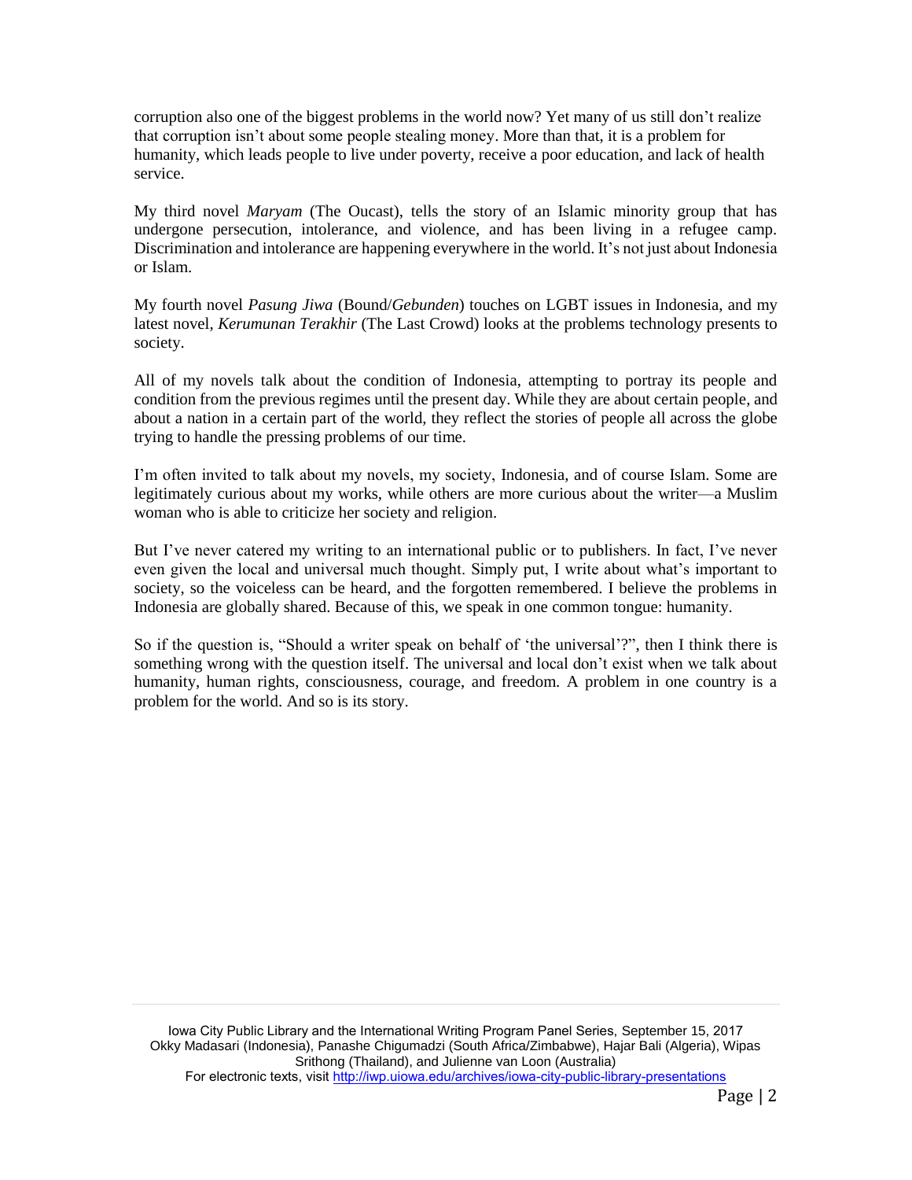corruption also one of the biggest problems in the world now? Yet many of us still don't realize that corruption isn't about some people stealing money. More than that, it is a problem for humanity, which leads people to live under poverty, receive a poor education, and lack of health service.

My third novel *Maryam* (The Oucast), tells the story of an Islamic minority group that has undergone persecution, intolerance, and violence, and has been living in a refugee camp. Discrimination and intolerance are happening everywhere in the world. It's not just about Indonesia or Islam.

My fourth novel *Pasung Jiwa* (Bound/*Gebunden*) touches on LGBT issues in Indonesia, and my latest novel, *Kerumunan Terakhir* (The Last Crowd) looks at the problems technology presents to society.

All of my novels talk about the condition of Indonesia, attempting to portray its people and condition from the previous regimes until the present day. While they are about certain people, and about a nation in a certain part of the world, they reflect the stories of people all across the globe trying to handle the pressing problems of our time.

I'm often invited to talk about my novels, my society, Indonesia, and of course Islam. Some are legitimately curious about my works, while others are more curious about the writer—a Muslim woman who is able to criticize her society and religion.

But I've never catered my writing to an international public or to publishers. In fact, I've never even given the local and universal much thought. Simply put, I write about what's important to society, so the voiceless can be heard, and the forgotten remembered. I believe the problems in Indonesia are globally shared. Because of this, we speak in one common tongue: humanity.

So if the question is, "Should a writer speak on behalf of 'the universal'?", then I think there is something wrong with the question itself. The universal and local don't exist when we talk about humanity, human rights, consciousness, courage, and freedom. A problem in one country is a problem for the world. And so is its story.